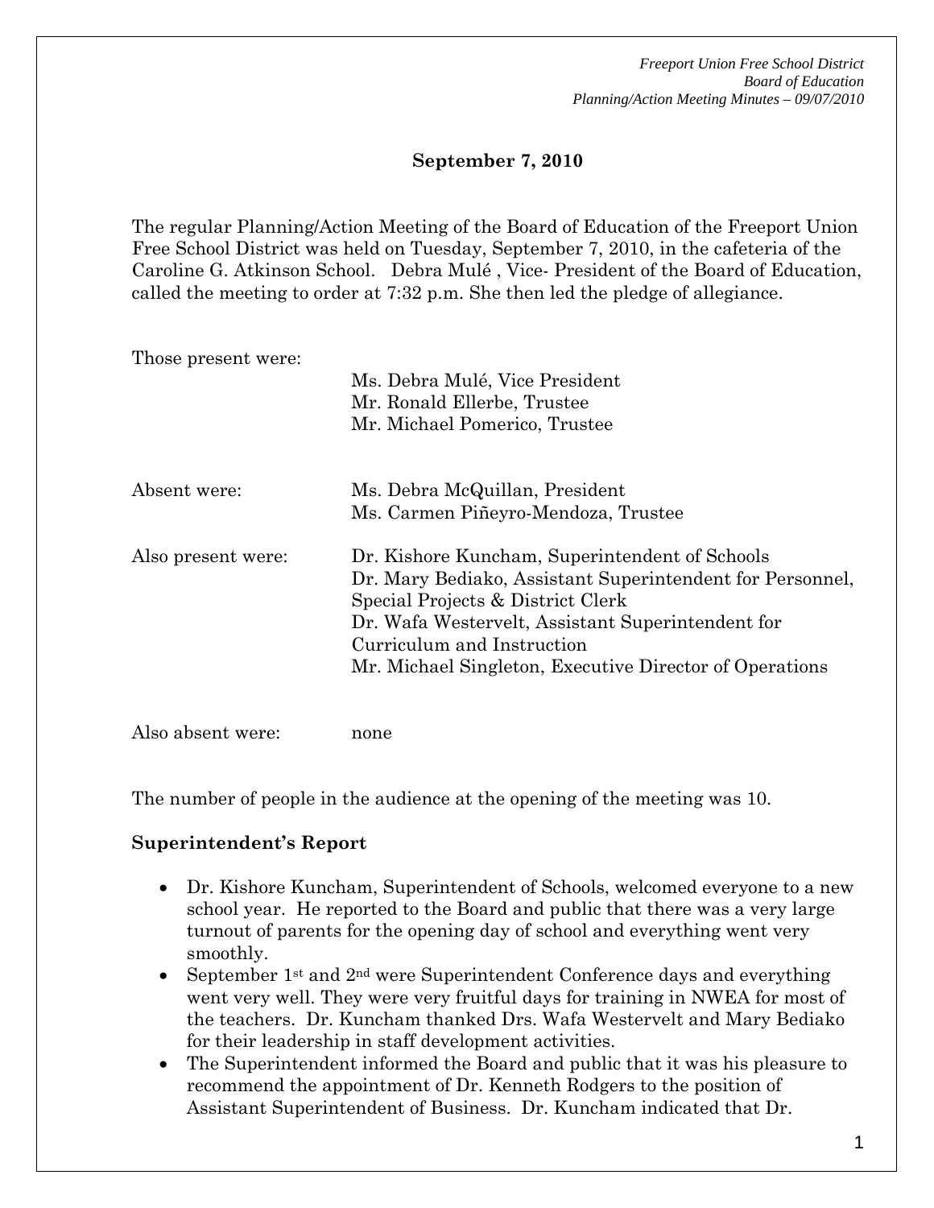**September 7, 2010**

The regular Planning/Action Meeting of the Board of Education of the Freeport Union Free School District was held on Tuesday, September 7, 2010, in the cafeteria of the Caroline G. Atkinson School. Debra Mulé , Vice- President of the Board of Education, called the meeting to order at 7:32 p.m. She then led the pledge of allegiance.

Those present were:

Ms. Debra Mulé, Vice President
Mr. Ronald Ellerbe, Trustee
Mr. Michael Pomerico, Trustee

Absent were:

Ms. Debra McQuillan, President
Ms. Carmen Piñeyro-Mendoza, Trustee

Also present were:

Dr. Kishore Kuncham, Superintendent of Schools
Dr. Mary Bediako, Assistant Superintendent for Personnel, Special Projects & District Clerk
Dr. Wafa Westervelt, Assistant Superintendent for Curriculum and Instruction
Mr. Michael Singleton, Executive Director of Operations

Also absent were: none

The number of people in the audience at the opening of the meeting was 10.

**Superintendent's Report**

- Dr. Kishore Kuncham, Superintendent of Schools, welcomed everyone to a new school year. He reported to the Board and public that there was a very large turnout of parents for the opening day of school and everything went very smoothly.
- September 1st and 2nd were Superintendent Conference days and everything went very well. They were very fruitful days for training in NWEA for most of the teachers. Dr. Kuncham thanked Drs. Wafa Westervelt and Mary Bediako for their leadership in staff development activities.
- The Superintendent informed the Board and public that it was his pleasure to recommend the appointment of Dr. Kenneth Rodgers to the position of Assistant Superintendent of Business. Dr. Kuncham indicated that Dr.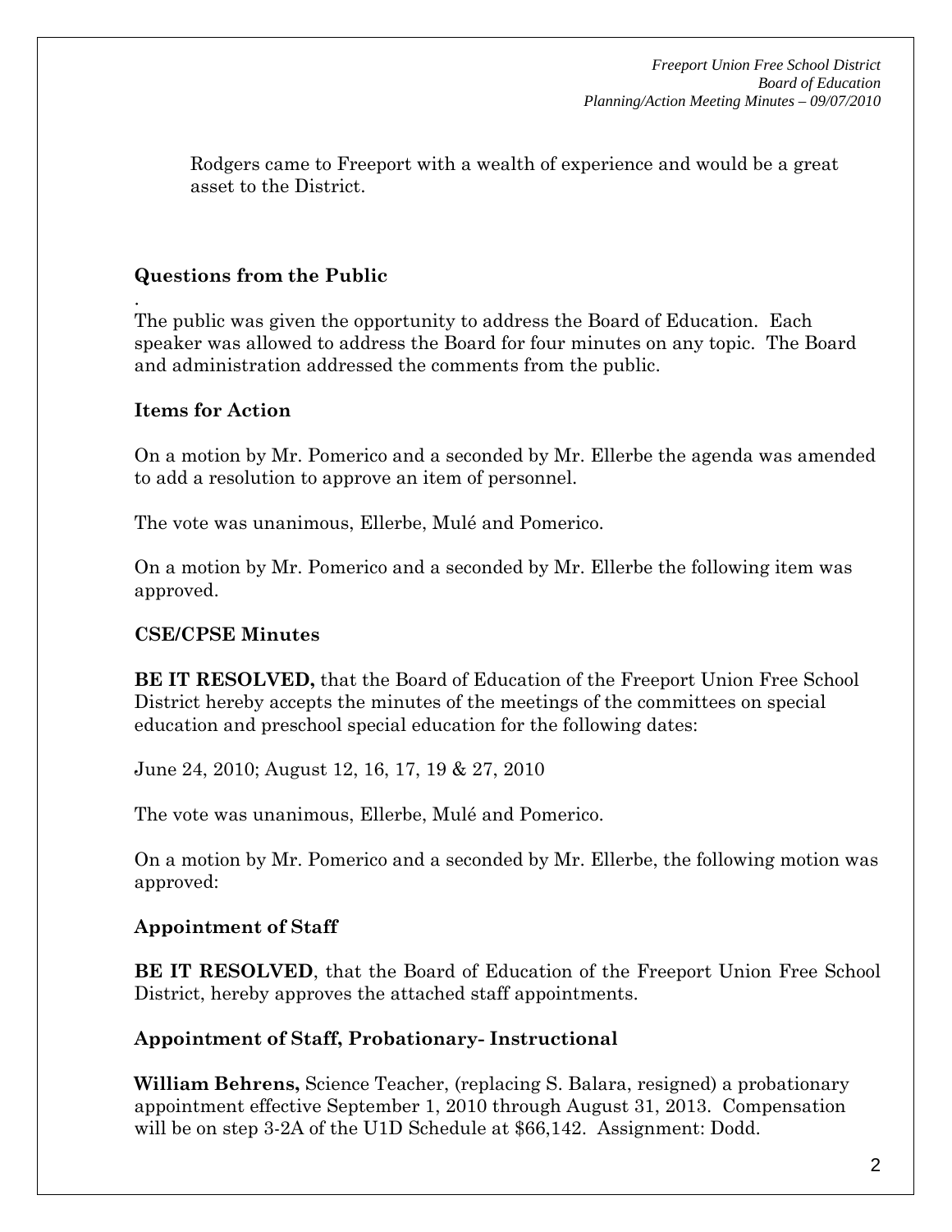Rodgers came to Freeport with a wealth of experience and would be a great asset to the District.

**Questions from the Public**

.
The public was given the opportunity to address the Board of Education. Each speaker was allowed to address the Board for four minutes on any topic. The Board and administration addressed the comments from the public.

**Items for Action**

On a motion by Mr. Pomerico and a seconded by Mr. Ellerbe the agenda was amended to add a resolution to approve an item of personnel.

The vote was unanimous, Ellerbe, Mulé and Pomerico.

On a motion by Mr. Pomerico and a seconded by Mr. Ellerbe the following item was approved.

**CSE/CPSE Minutes**

**BE IT RESOLVED,** that the Board of Education of the Freeport Union Free School District hereby accepts the minutes of the meetings of the committees on special education and preschool special education for the following dates:

June 24, 2010; August 12, 16, 17, 19 & 27, 2010

The vote was unanimous, Ellerbe, Mulé and Pomerico.

On a motion by Mr. Pomerico and a seconded by Mr. Ellerbe, the following motion was approved:

**Appointment of Staff**

**BE IT RESOLVED**, that the Board of Education of the Freeport Union Free School District, hereby approves the attached staff appointments.

**Appointment of Staff, Probationary- Instructional**

**William Behrens,** Science Teacher, (replacing S. Balara, resigned) a probationary appointment effective September 1, 2010 through August 31, 2013. Compensation will be on step 3-2A of the U1D Schedule at $66,142. Assignment: Dodd.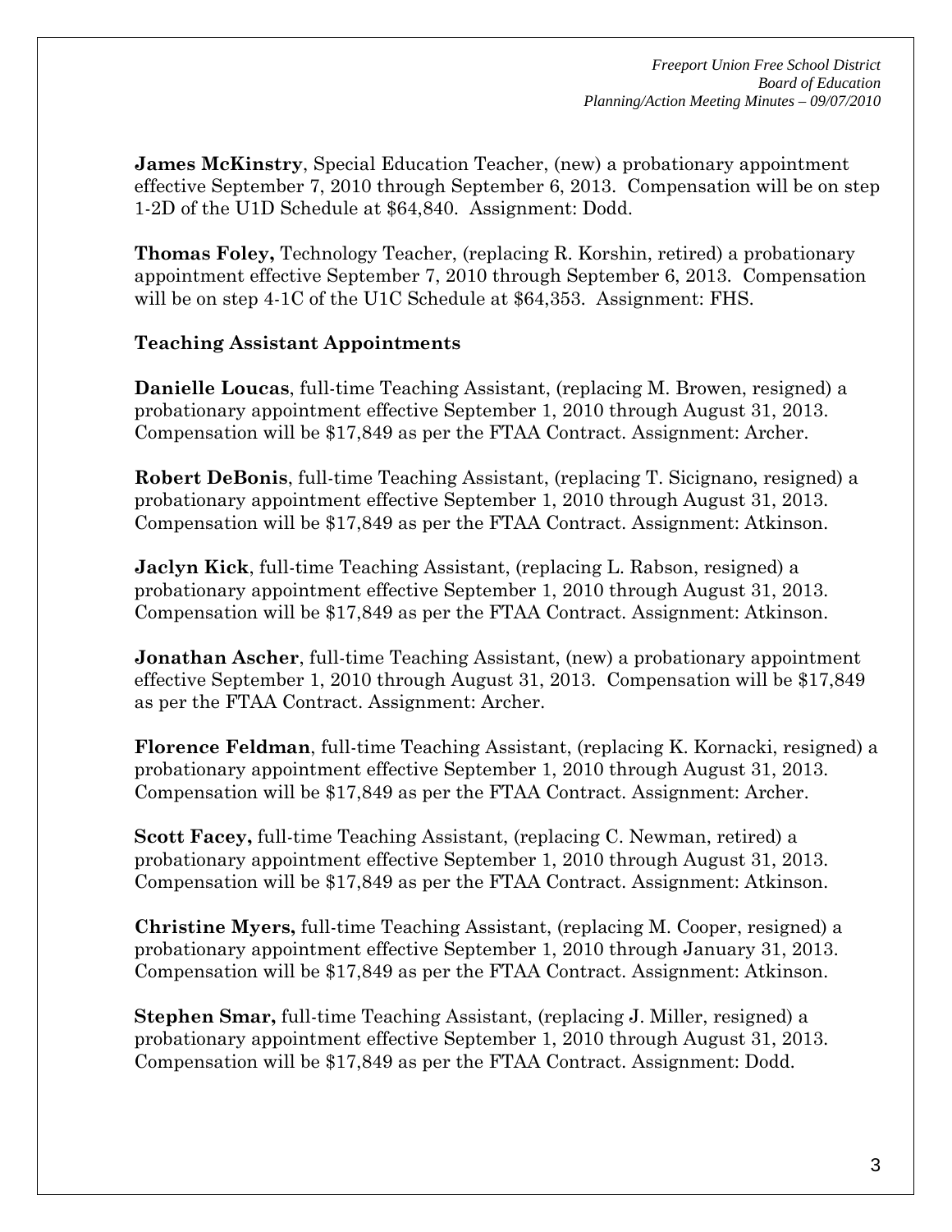**James McKinstry**, Special Education Teacher, (new) a probationary appointment effective September 7, 2010 through September 6, 2013. Compensation will be on step 1-2D of the U1D Schedule at $64,840. Assignment: Dodd.

**Thomas Foley,** Technology Teacher, (replacing R. Korshin, retired) a probationary appointment effective September 7, 2010 through September 6, 2013. Compensation will be on step 4-1C of the U1C Schedule at $64,353. Assignment: FHS.

**Teaching Assistant Appointments**

**Danielle Loucas**, full-time Teaching Assistant, (replacing M. Browen, resigned) a probationary appointment effective September 1, 2010 through August 31, 2013. Compensation will be $17,849 as per the FTAA Contract. Assignment: Archer.

**Robert DeBonis**, full-time Teaching Assistant, (replacing T. Sicignano, resigned) a probationary appointment effective September 1, 2010 through August 31, 2013. Compensation will be $17,849 as per the FTAA Contract. Assignment: Atkinson.

**Jaclyn Kick**, full-time Teaching Assistant, (replacing L. Rabson, resigned) a probationary appointment effective September 1, 2010 through August 31, 2013. Compensation will be $17,849 as per the FTAA Contract. Assignment: Atkinson.

**Jonathan Ascher**, full-time Teaching Assistant, (new) a probationary appointment effective September 1, 2010 through August 31, 2013. Compensation will be $17,849 as per the FTAA Contract. Assignment: Archer.

**Florence Feldman**, full-time Teaching Assistant, (replacing K. Kornacki, resigned) a probationary appointment effective September 1, 2010 through August 31, 2013. Compensation will be $17,849 as per the FTAA Contract. Assignment: Archer.

**Scott Facey,** full-time Teaching Assistant, (replacing C. Newman, retired) a probationary appointment effective September 1, 2010 through August 31, 2013. Compensation will be $17,849 as per the FTAA Contract. Assignment: Atkinson.

**Christine Myers,** full-time Teaching Assistant, (replacing M. Cooper, resigned) a probationary appointment effective September 1, 2010 through January 31, 2013. Compensation will be $17,849 as per the FTAA Contract. Assignment: Atkinson.

**Stephen Smar,** full-time Teaching Assistant, (replacing J. Miller, resigned) a probationary appointment effective September 1, 2010 through August 31, 2013. Compensation will be $17,849 as per the FTAA Contract. Assignment: Dodd.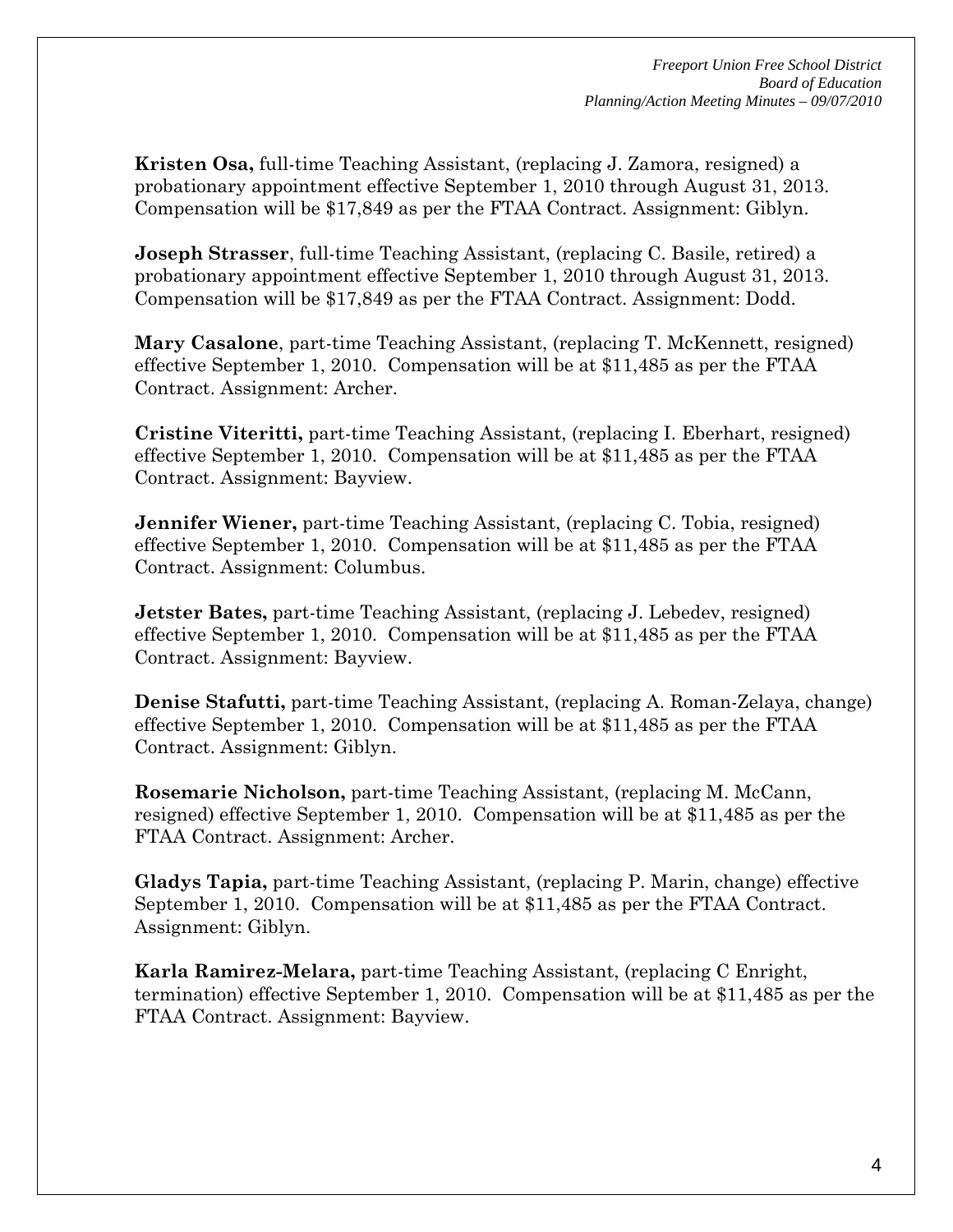**Kristen Osa,** full-time Teaching Assistant, (replacing J. Zamora, resigned) a probationary appointment effective September 1, 2010 through August 31, 2013. Compensation will be $17,849 as per the FTAA Contract. Assignment: Giblyn.

**Joseph Strasser**, full-time Teaching Assistant, (replacing C. Basile, retired) a probationary appointment effective September 1, 2010 through August 31, 2013. Compensation will be $17,849 as per the FTAA Contract. Assignment: Dodd.

**Mary Casalone**, part-time Teaching Assistant, (replacing T. McKennett, resigned) effective September 1, 2010. Compensation will be at $11,485 as per the FTAA Contract. Assignment: Archer.

**Cristine Viteritti,** part-time Teaching Assistant, (replacing I. Eberhart, resigned) effective September 1, 2010. Compensation will be at $11,485 as per the FTAA Contract. Assignment: Bayview.

**Jennifer Wiener,** part-time Teaching Assistant, (replacing C. Tobia, resigned) effective September 1, 2010. Compensation will be at $11,485 as per the FTAA Contract. Assignment: Columbus.

**Jetster Bates,** part-time Teaching Assistant, (replacing J. Lebedev, resigned) effective September 1, 2010. Compensation will be at $11,485 as per the FTAA Contract. Assignment: Bayview.

**Denise Stafutti,** part-time Teaching Assistant, (replacing A. Roman-Zelaya, change) effective September 1, 2010. Compensation will be at $11,485 as per the FTAA Contract. Assignment: Giblyn.

**Rosemarie Nicholson,** part-time Teaching Assistant, (replacing M. McCann, resigned) effective September 1, 2010. Compensation will be at $11,485 as per the FTAA Contract. Assignment: Archer.

**Gladys Tapia,** part-time Teaching Assistant, (replacing P. Marin, change) effective September 1, 2010. Compensation will be at $11,485 as per the FTAA Contract. Assignment: Giblyn.

**Karla Ramirez-Melara,** part-time Teaching Assistant, (replacing C Enright, termination) effective September 1, 2010. Compensation will be at $11,485 as per the FTAA Contract. Assignment: Bayview.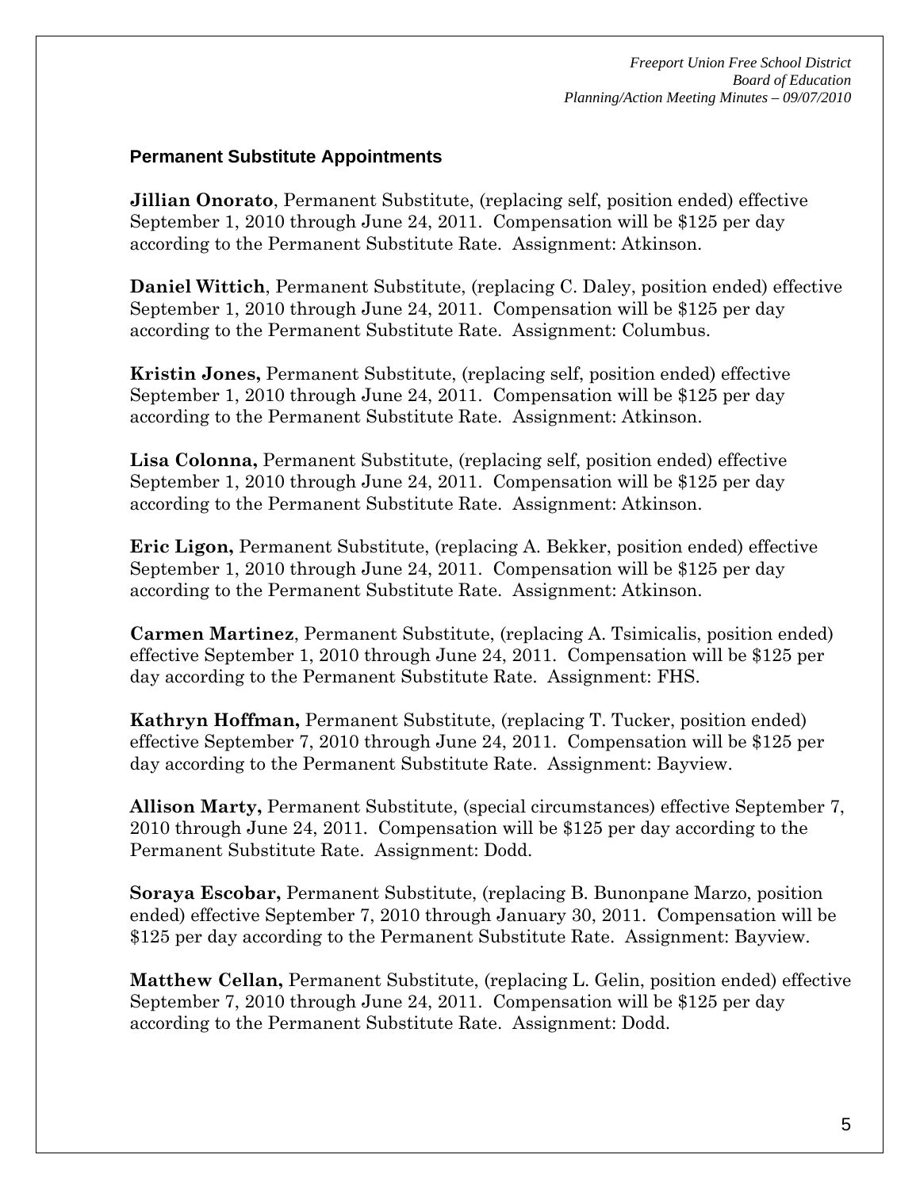### Permanent Substitute Appointments

**Jillian Onorato**, Permanent Substitute, (replacing self, position ended) effective September 1, 2010 through June 24, 2011. Compensation will be $125 per day according to the Permanent Substitute Rate. Assignment: Atkinson.

**Daniel Wittich**, Permanent Substitute, (replacing C. Daley, position ended) effective September 1, 2010 through June 24, 2011. Compensation will be $125 per day according to the Permanent Substitute Rate. Assignment: Columbus.

**Kristin Jones,** Permanent Substitute, (replacing self, position ended) effective September 1, 2010 through June 24, 2011. Compensation will be $125 per day according to the Permanent Substitute Rate. Assignment: Atkinson.

**Lisa Colonna,** Permanent Substitute, (replacing self, position ended) effective September 1, 2010 through June 24, 2011. Compensation will be $125 per day according to the Permanent Substitute Rate. Assignment: Atkinson.

**Eric Ligon,** Permanent Substitute, (replacing A. Bekker, position ended) effective September 1, 2010 through June 24, 2011. Compensation will be $125 per day according to the Permanent Substitute Rate. Assignment: Atkinson.

**Carmen Martinez**, Permanent Substitute, (replacing A. Tsimicalis, position ended) effective September 1, 2010 through June 24, 2011. Compensation will be $125 per day according to the Permanent Substitute Rate. Assignment: FHS.

**Kathryn Hoffman,** Permanent Substitute, (replacing T. Tucker, position ended) effective September 7, 2010 through June 24, 2011. Compensation will be $125 per day according to the Permanent Substitute Rate. Assignment: Bayview.

**Allison Marty,** Permanent Substitute, (special circumstances) effective September 7, 2010 through June 24, 2011. Compensation will be $125 per day according to the Permanent Substitute Rate. Assignment: Dodd.

**Soraya Escobar,** Permanent Substitute, (replacing B. Bunonpane Marzo, position ended) effective September 7, 2010 through January 30, 2011. Compensation will be $125 per day according to the Permanent Substitute Rate. Assignment: Bayview.

**Matthew Cellan,** Permanent Substitute, (replacing L. Gelin, position ended) effective September 7, 2010 through June 24, 2011. Compensation will be $125 per day according to the Permanent Substitute Rate. Assignment: Dodd.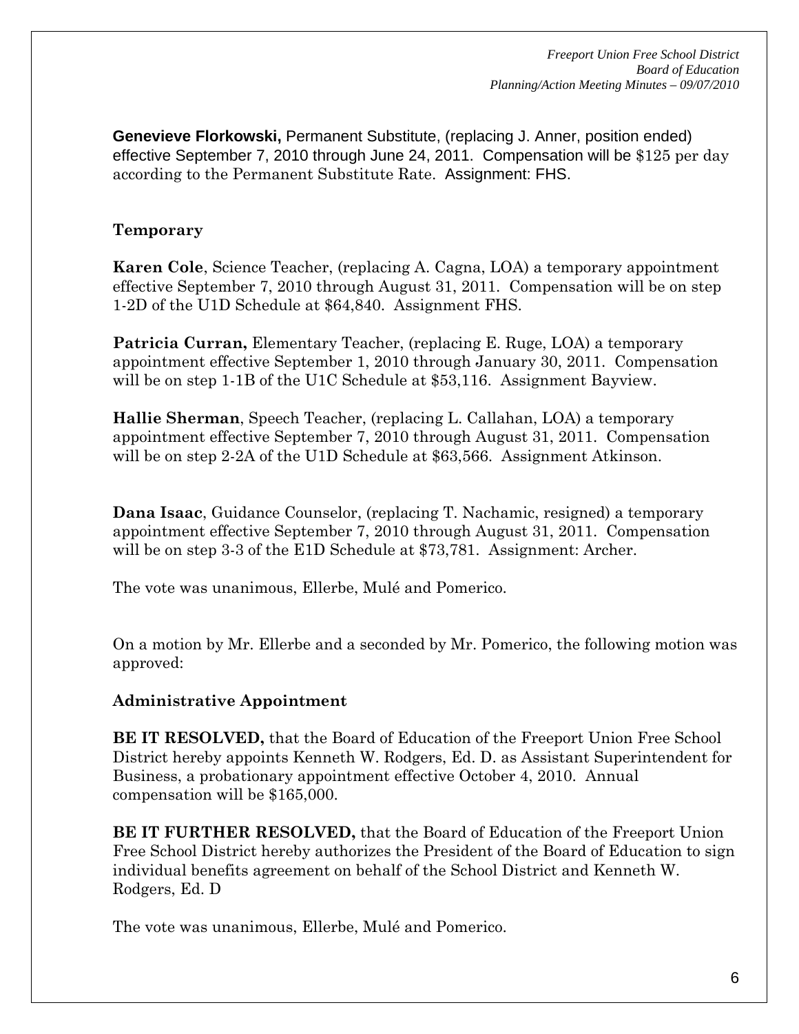**Genevieve Florkowski,** Permanent Substitute, (replacing J. Anner, position ended) effective September 7, 2010 through June 24, 2011. Compensation will be $125 per day according to the Permanent Substitute Rate. Assignment: FHS.

**Temporary**

**Karen Cole**, Science Teacher, (replacing A. Cagna, LOA) a temporary appointment effective September 7, 2010 through August 31, 2011. Compensation will be on step 1-2D of the U1D Schedule at $64,840. Assignment FHS.

**Patricia Curran,** Elementary Teacher, (replacing E. Ruge, LOA) a temporary appointment effective September 1, 2010 through January 30, 2011. Compensation will be on step 1-1B of the U1C Schedule at $53,116. Assignment Bayview.

**Hallie Sherman**, Speech Teacher, (replacing L. Callahan, LOA) a temporary appointment effective September 7, 2010 through August 31, 2011. Compensation will be on step 2-2A of the U1D Schedule at $63,566. Assignment Atkinson.

**Dana Isaac**, Guidance Counselor, (replacing T. Nachamic, resigned) a temporary appointment effective September 7, 2010 through August 31, 2011. Compensation will be on step 3-3 of the E1D Schedule at $73,781. Assignment: Archer.

The vote was unanimous, Ellerbe, Mulé and Pomerico.

On a motion by Mr. Ellerbe and a seconded by Mr. Pomerico, the following motion was approved:

**Administrative Appointment**

**BE IT RESOLVED,** that the Board of Education of the Freeport Union Free School District hereby appoints Kenneth W. Rodgers, Ed. D. as Assistant Superintendent for Business, a probationary appointment effective October 4, 2010. Annual compensation will be $165,000.

**BE IT FURTHER RESOLVED,** that the Board of Education of the Freeport Union Free School District hereby authorizes the President of the Board of Education to sign individual benefits agreement on behalf of the School District and Kenneth W. Rodgers, Ed. D

The vote was unanimous, Ellerbe, Mulé and Pomerico.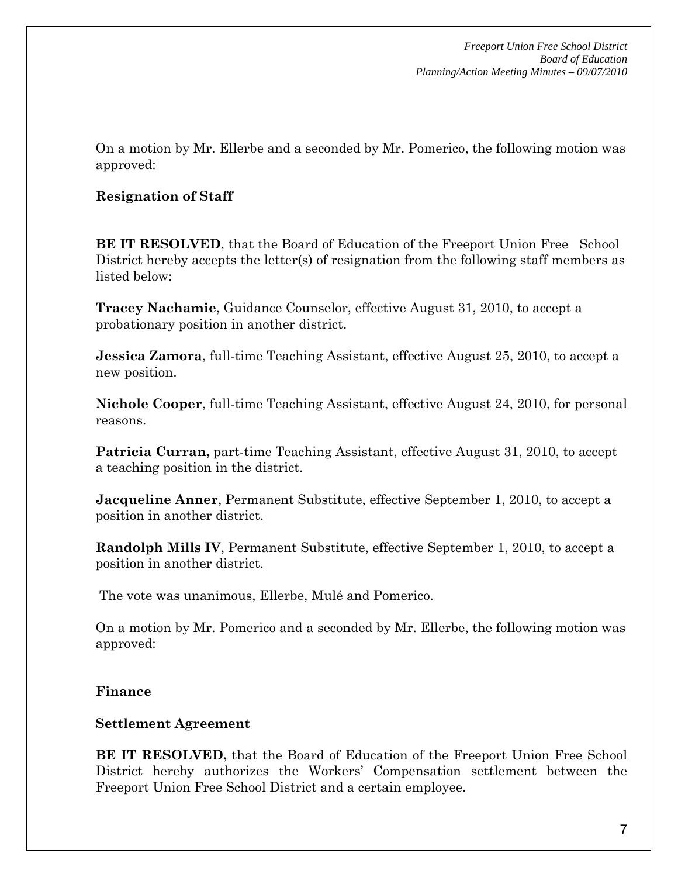On a motion by Mr. Ellerbe and a seconded by Mr. Pomerico, the following motion was approved:

**Resignation of Staff**

**BE IT RESOLVED**, that the Board of Education of the Freeport Union Free School District hereby accepts the letter(s) of resignation from the following staff members as listed below:

**Tracey Nachamie**, Guidance Counselor, effective August 31, 2010, to accept a probationary position in another district.

**Jessica Zamora**, full-time Teaching Assistant, effective August 25, 2010, to accept a new position.

**Nichole Cooper**, full-time Teaching Assistant, effective August 24, 2010, for personal reasons.

**Patricia Curran,** part-time Teaching Assistant, effective August 31, 2010, to accept a teaching position in the district.

**Jacqueline Anner**, Permanent Substitute, effective September 1, 2010, to accept a position in another district.

**Randolph Mills IV**, Permanent Substitute, effective September 1, 2010, to accept a position in another district.

The vote was unanimous, Ellerbe, Mulé and Pomerico.

On a motion by Mr. Pomerico and a seconded by Mr. Ellerbe, the following motion was approved:

**Finance**

**Settlement Agreement**

**BE IT RESOLVED,** that the Board of Education of the Freeport Union Free School District hereby authorizes the Workers' Compensation settlement between the Freeport Union Free School District and a certain employee.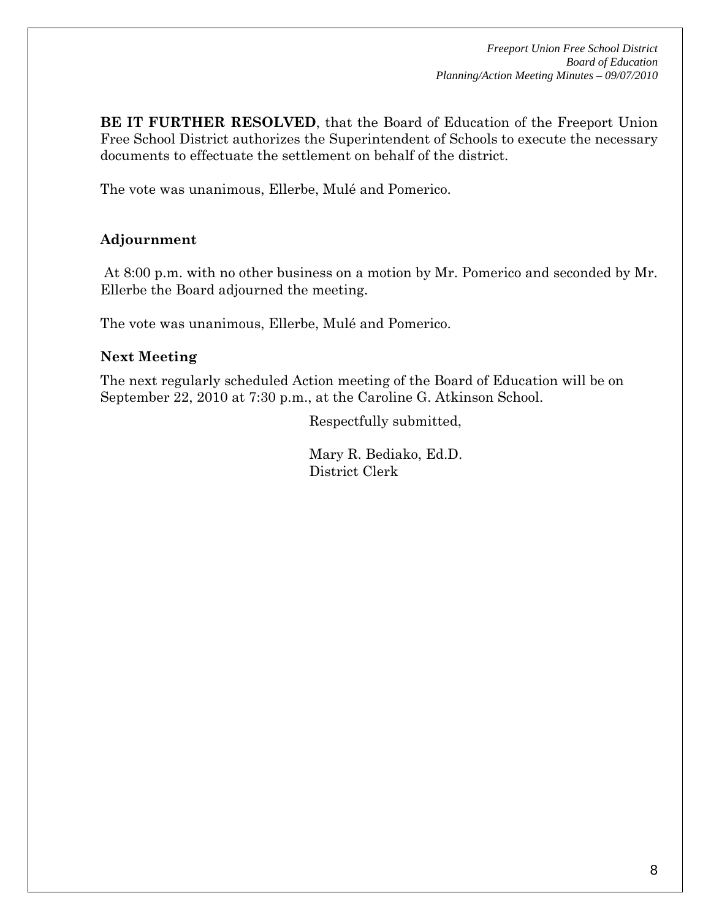**BE IT FURTHER RESOLVED**, that the Board of Education of the Freeport Union Free School District authorizes the Superintendent of Schools to execute the necessary documents to effectuate the settlement on behalf of the district.

The vote was unanimous, Ellerbe, Mulé and Pomerico.

## Adjournment

At 8:00 p.m. with no other business on a motion by Mr. Pomerico and seconded by Mr. Ellerbe the Board adjourned the meeting.

The vote was unanimous, Ellerbe, Mulé and Pomerico.

## Next Meeting

The next regularly scheduled Action meeting of the Board of Education will be on September 22, 2010 at 7:30 p.m., at the Caroline G. Atkinson School.

Respectfully submitted,

Mary R. Bediako, Ed.D.
District Clerk